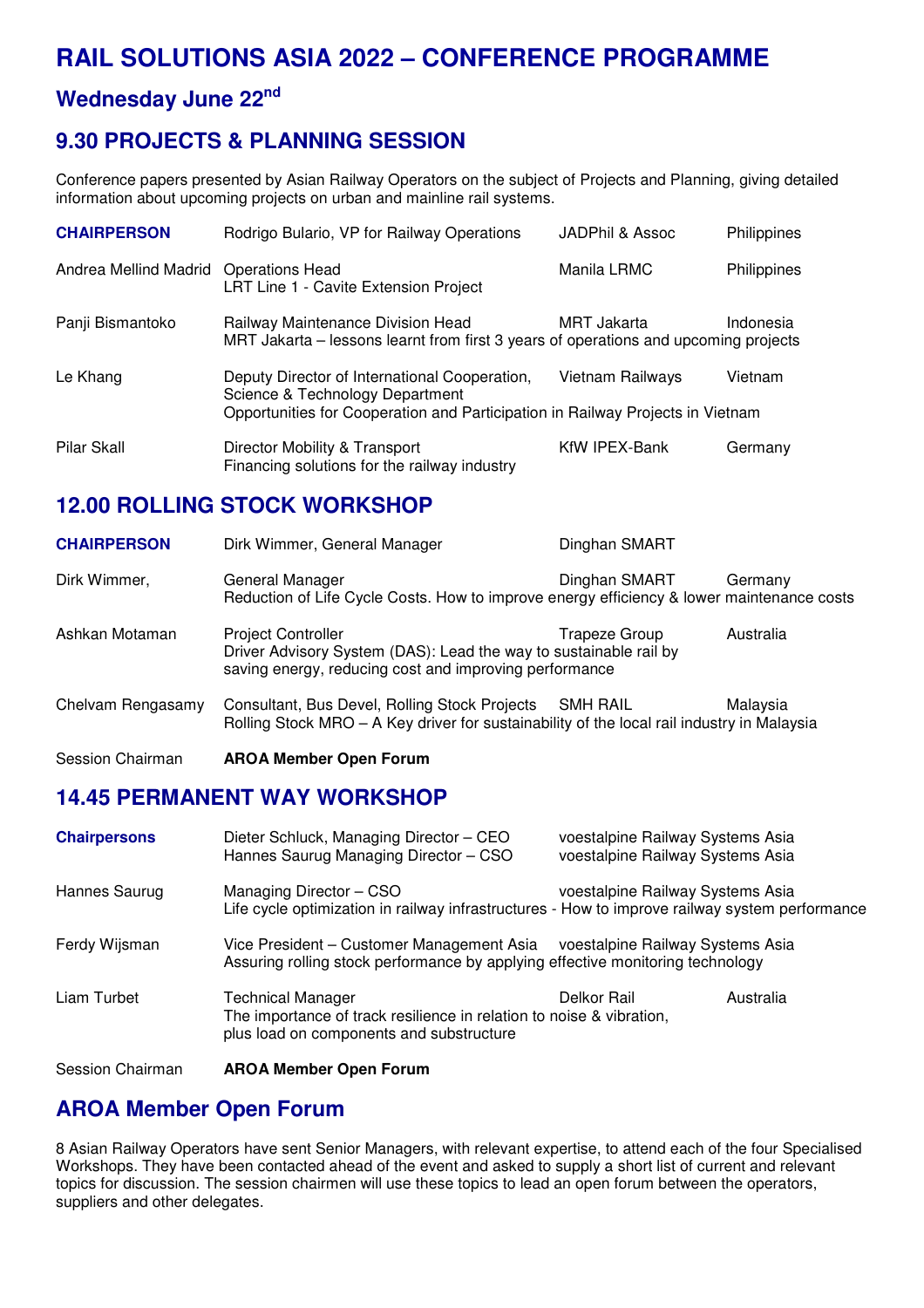# RAIL SOLUTIONS ASIA 2022 – CONFERENCE PROGRAMME

## Wednesday June 22nd

## 9.30 PROJECTS & PLANNING SESSION

Conference papers presented by Asian Railway Operators on the subject of Projects and Planning, giving detailed information about upcoming projects on urban and mainline rail systems.

| | | | |
|---|---|---|---|
| **CHAIRPERSON** | Rodrigo Bulario, VP for Railway Operations | JADPhil & Assoc | Philippines |
| Andrea Mellind Madrid | Operations Head<br>LRT Line 1 - Cavite Extension Project | Manila LRMC | Philippines |
| Panji Bismantoko | Railway Maintenance Division Head<br>MRT Jakarta – lessons learnt from first 3 years of operations and upcoming projects | MRT Jakarta | Indonesia |
| Le Khang | Deputy Director of International Cooperation, Science & Technology Department<br>Opportunities for Cooperation and Participation in Railway Projects in Vietnam | Vietnam Railways | Vietnam |
| Pilar Skall | Director Mobility & Transport<br>Financing solutions for the railway industry | KfW IPEX-Bank | Germany |

## 12.00 ROLLING STOCK WORKSHOP

| | | | |
|---|---|---|---|
| **CHAIRPERSON** | Dirk Wimmer, General Manager | Dinghan SMART | |
| Dirk Wimmer, | General Manager<br>Reduction of Life Cycle Costs. How to improve energy efficiency & lower maintenance costs | Dinghan SMART | Germany |
| Ashkan Motaman | Project Controller<br>Driver Advisory System (DAS): Lead the way to sustainable rail by saving energy, reducing cost and improving performance | Trapeze Group | Australia |
| Chelvam Rengasamy | Consultant, Bus Devel, Rolling Stock Projects<br>Rolling Stock MRO – A Key driver for sustainability of the local rail industry in Malaysia | SMH RAIL | Malaysia |
| Session Chairman | **AROA Member Open Forum** | | |

## 14.45 PERMANENT WAY WORKSHOP

| | | | |
|---|---|---|---|
| **Chairpersons** | Dieter Schluck, Managing Director – CEO<br>Hannes Saurug Managing Director – CSO | voestalpine Railway Systems Asia<br>voestalpine Railway Systems Asia | |
| Hannes Saurug | Managing Director – CSO<br>Life cycle optimization in railway infrastructures - How to improve railway system performance | voestalpine Railway Systems Asia | |
| Ferdy Wijsman | Vice President – Customer Management Asia<br>Assuring rolling stock performance by applying effective monitoring technology | voestalpine Railway Systems Asia | |
| Liam Turbet | Technical Manager<br>The importance of track resilience in relation to noise & vibration, plus load on components and substructure | Delkor Rail | Australia |
| Session Chairman | **AROA Member Open Forum** | | |

## AROA Member Open Forum

8 Asian Railway Operators have sent Senior Managers, with relevant expertise, to attend each of the four Specialised Workshops. They have been contacted ahead of the event and asked to supply a short list of current and relevant topics for discussion. The session chairmen will use these topics to lead an open forum between the operators, suppliers and other delegates.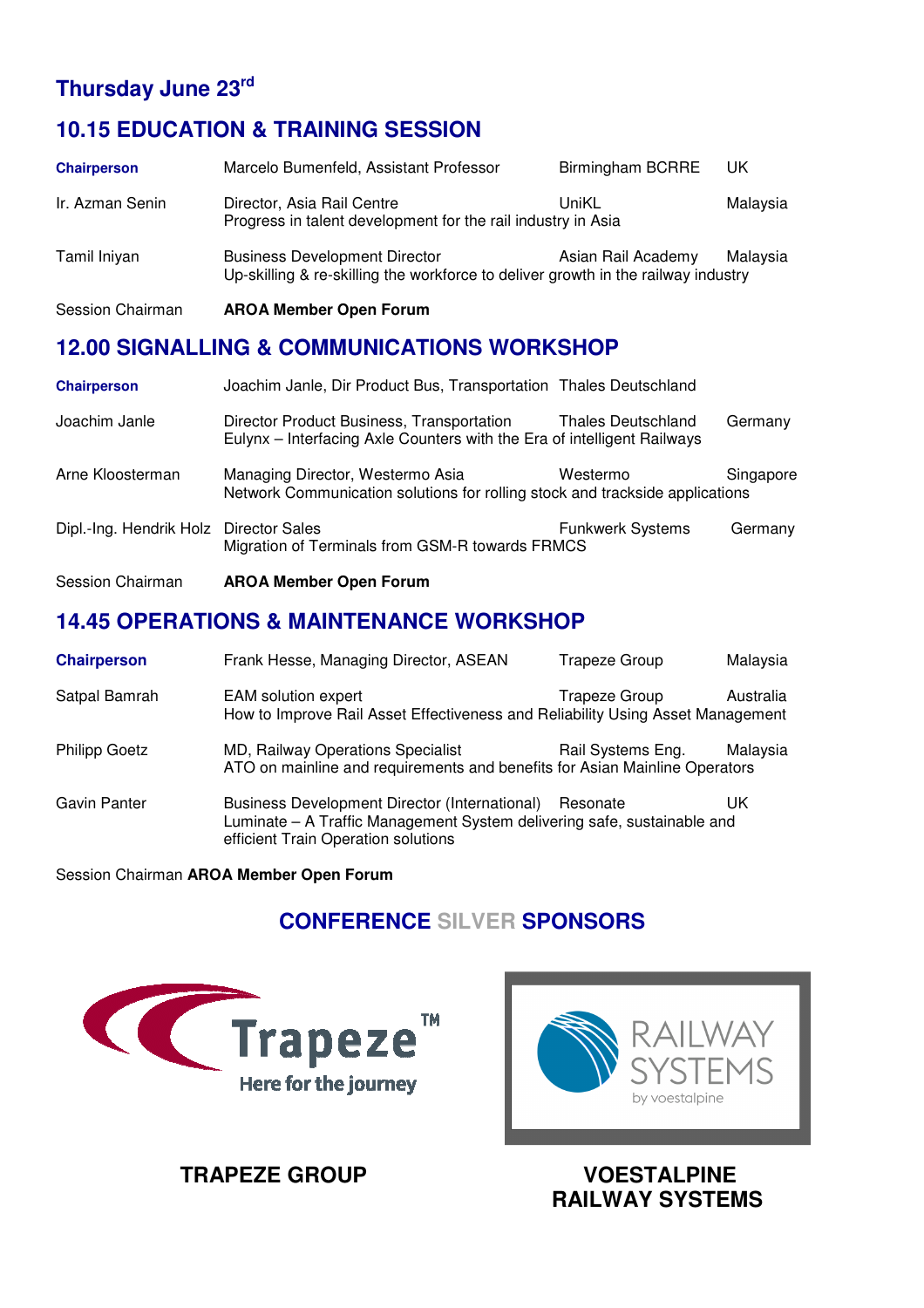## Thursday June 23rd

### 10.15 EDUCATION & TRAINING SESSION

| | | | |
|---|---|---|---|
| **Chairperson** | Marcelo Bumenfeld, Assistant Professor | Birmingham BCRRE | UK |
| Ir. Azman Senin | Director, Asia Rail Centre<br>Progress in talent development for the rail industry in Asia | UniKL | Malaysia |
| Tamil Iniyan | Business Development Director<br>Up-skilling & re-skilling the workforce to deliver growth in the railway industry | Asian Rail Academy | Malaysia |
| Session Chairman | **AROA Member Open Forum** | | |

### 12.00 SIGNALLING & COMMUNICATIONS WORKSHOP

| | | | |
|---|---|---|---|
| **Chairperson** | Joachim Janle, Dir Product Bus, Transportation | Thales Deutschland | |
| Joachim Janle | Director Product Business, Transportation<br>Eulynx – Interfacing Axle Counters with the Era of intelligent Railways | Thales Deutschland | Germany |
| Arne Kloosterman | Managing Director, Westermo Asia<br>Network Communication solutions for rolling stock and trackside applications | Westermo | Singapore |
| Dipl.-Ing. Hendrik Holz | Director Sales<br>Migration of Terminals from GSM-R towards FRMCS | Funkwerk Systems | Germany |
| Session Chairman | **AROA Member Open Forum** | | |

### 14.45 OPERATIONS & MAINTENANCE WORKSHOP

| | | | |
|---|---|---|---|
| **Chairperson** | Frank Hesse, Managing Director, ASEAN | Trapeze Group | Malaysia |
| Satpal Bamrah | EAM solution expert<br>How to Improve Rail Asset Effectiveness and Reliability Using Asset Management | Trapeze Group | Australia |
| Philipp Goetz | MD, Railway Operations Specialist<br>ATO on mainline and requirements and benefits for Asian Mainline Operators | Rail Systems Eng. | Malaysia |
| Gavin Panter | Business Development Director (International)<br>Luminate – A Traffic Management System delivering safe, sustainable and efficient Train Operation solutions | Resonate | UK |

Session Chairman **AROA Member Open Forum**

## CONFERENCE SILVER SPONSORS

Trapeze™
Here for the journey

**TRAPEZE GROUP**

RAILWAY SYSTEMS
by voestalpine

**VOESTALPINE RAILWAY SYSTEMS**